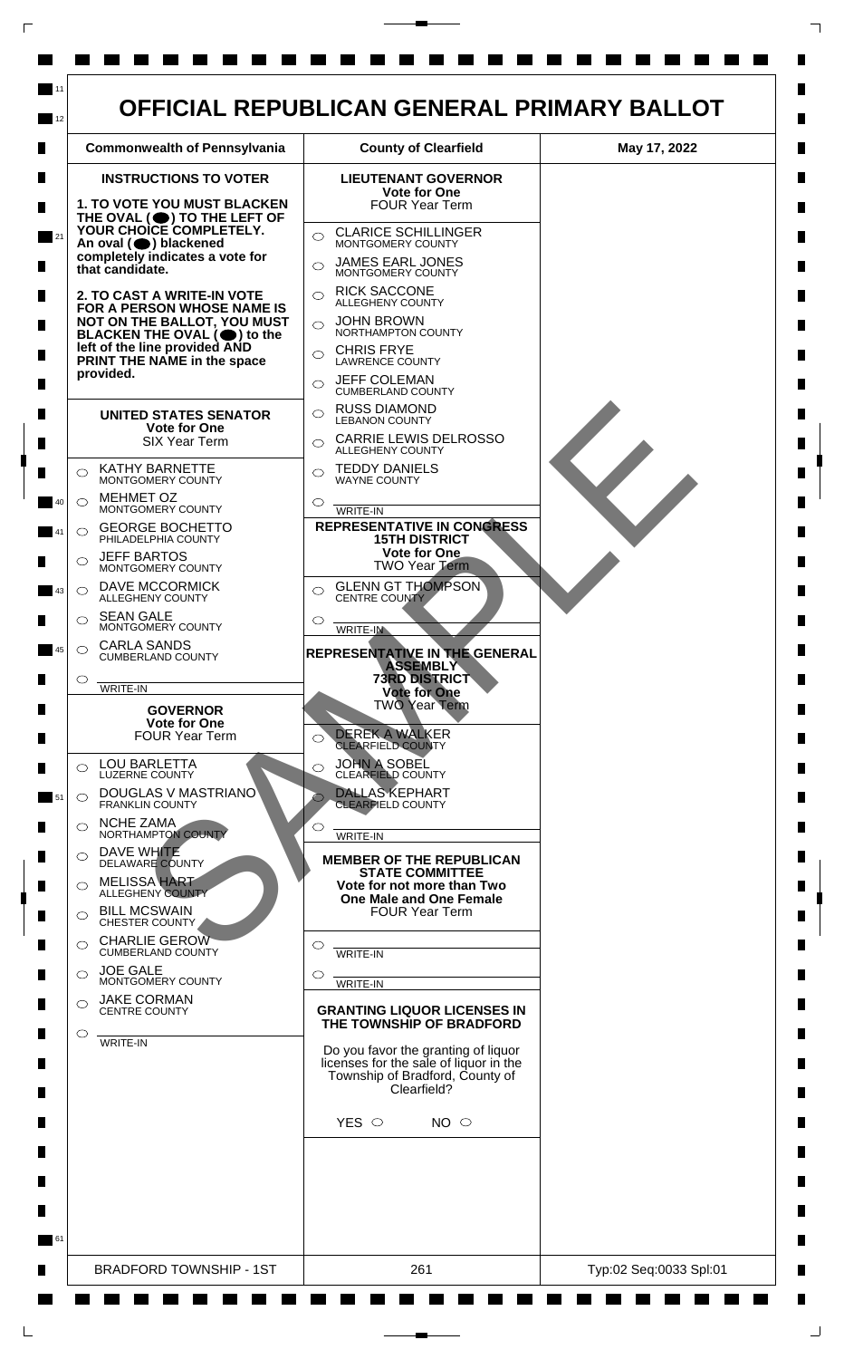# OFFICIAL REPUBLICAN GENERAL PRIMARY BALLOT

| Commonwealth of Pennsylvania | County of Clearfield | May 17, 2022 |
|---|---|---|

## INSTRUCTIONS TO VOTER

**1. TO VOTE YOU MUST BLACKEN THE OVAL (⬤) TO THE LEFT OF YOUR CHOICE COMPLETELY. An oval (⬤) blackened completely indicates a vote for that candidate.**

**2. TO CAST A WRITE-IN VOTE FOR A PERSON WHOSE NAME IS NOT ON THE BALLOT, YOU MUST BLACKEN THE OVAL (⬤) to the left of the line provided AND PRINT THE NAME in the space provided.**

### UNITED STATES SENATOR
**Vote for One**
SIX Year Term

- ○ KATHY BARNETTE — MONTGOMERY COUNTY
- ○ MEHMET OZ — MONTGOMERY COUNTY
- ○ GEORGE BOCHETTO — PHILADELPHIA COUNTY
- ○ JEFF BARTOS — MONTGOMERY COUNTY
- ○ DAVE MCCORMICK — ALLEGHENY COUNTY
- ○ SEAN GALE — MONTGOMERY COUNTY
- ○ CARLA SANDS — CUMBERLAND COUNTY
- ○ ________ WRITE-IN

### GOVERNOR
**Vote for One**
FOUR Year Term

- ○ LOU BARLETTA — LUZERNE COUNTY
- ○ DOUGLAS V MASTRIANO — FRANKLIN COUNTY
- ○ NCHE ZAMA — NORTHAMPTON COUNTY
- ○ DAVE WHITE — DELAWARE COUNTY
- ○ MELISSA HART — ALLEGHENY COUNTY
- ○ BILL MCSWAIN — CHESTER COUNTY
- ○ CHARLIE GEROW — CUMBERLAND COUNTY
- ○ JOE GALE — MONTGOMERY COUNTY
- ○ JAKE CORMAN — CENTRE COUNTY
- ○ ________ WRITE-IN

### LIEUTENANT GOVERNOR
**Vote for One**
FOUR Year Term

- ○ CLARICE SCHILLINGER — MONTGOMERY COUNTY
- ○ JAMES EARL JONES — MONTGOMERY COUNTY
- ○ RICK SACCONE — ALLEGHENY COUNTY
- ○ JOHN BROWN — NORTHAMPTON COUNTY
- ○ CHRIS FRYE — LAWRENCE COUNTY
- ○ JEFF COLEMAN — CUMBERLAND COUNTY
- ○ RUSS DIAMOND — LEBANON COUNTY
- ○ CARRIE LEWIS DELROSSO — ALLEGHENY COUNTY
- ○ TEDDY DANIELS — WAYNE COUNTY
- ○ ________ WRITE-IN

### REPRESENTATIVE IN CONGRESS 15TH DISTRICT
**Vote for One**
TWO Year Term

- ○ GLENN GT THOMPSON — CENTRE COUNTY
- ○ ________ WRITE-IN

### REPRESENTATIVE IN THE GENERAL ASSEMBLY 73RD DISTRICT
**Vote for One**
TWO Year Term

- ○ DEREK A WALKER — CLEARFIELD COUNTY
- ○ JOHN A SOBEL — CLEARFIELD COUNTY
- ○ DALLAS KEPHART — CLEARFIELD COUNTY
- ○ ________ WRITE-IN

### MEMBER OF THE REPUBLICAN STATE COMMITTEE
**Vote for not more than Two**
**One Male and One Female**
FOUR Year Term

- ○ ________ WRITE-IN
- ○ ________ WRITE-IN

### GRANTING LIQUOR LICENSES IN THE TOWNSHIP OF BRADFORD

Do you favor the granting of liquor licenses for the sale of liquor in the Township of Bradford, County of Clearfield?

YES ○ NO ○

SAMPLE

| BRADFORD TOWNSHIP - 1ST | 261 | Typ:02 Seq:0033 Spl:01 |
|---|---|---|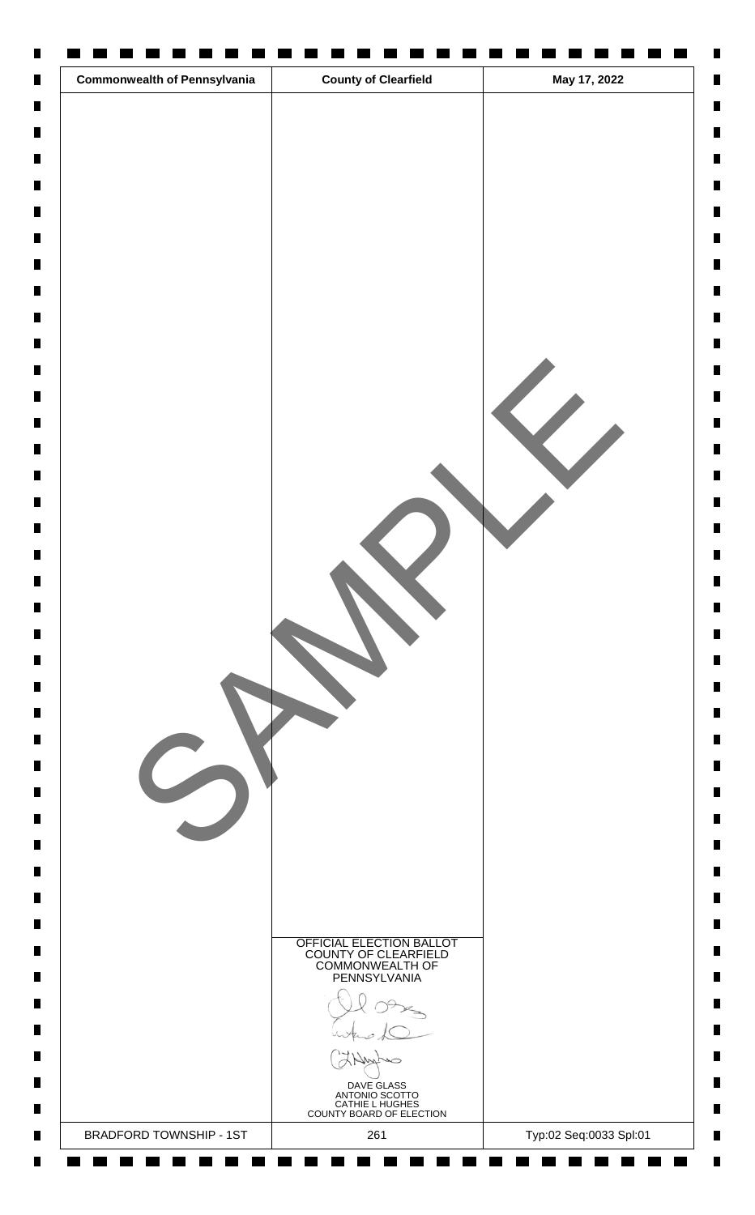| Commonwealth of Pennsylvania | County of Clearfield | May 17, 2022 |
| --- | --- | --- |

SAMPLE

OFFICIAL ELECTION BALLOT
COUNTY OF CLEARFIELD
COMMONWEALTH OF
PENNSYLVANIA

DAVE GLASS
ANTONIO SCOTTO
CATHIE L HUGHES
COUNTY BOARD OF ELECTION

| | | |
| --- | --- | --- |
| BRADFORD TOWNSHIP - 1ST | 261 | Typ:02 Seq:0033 Spl:01 |